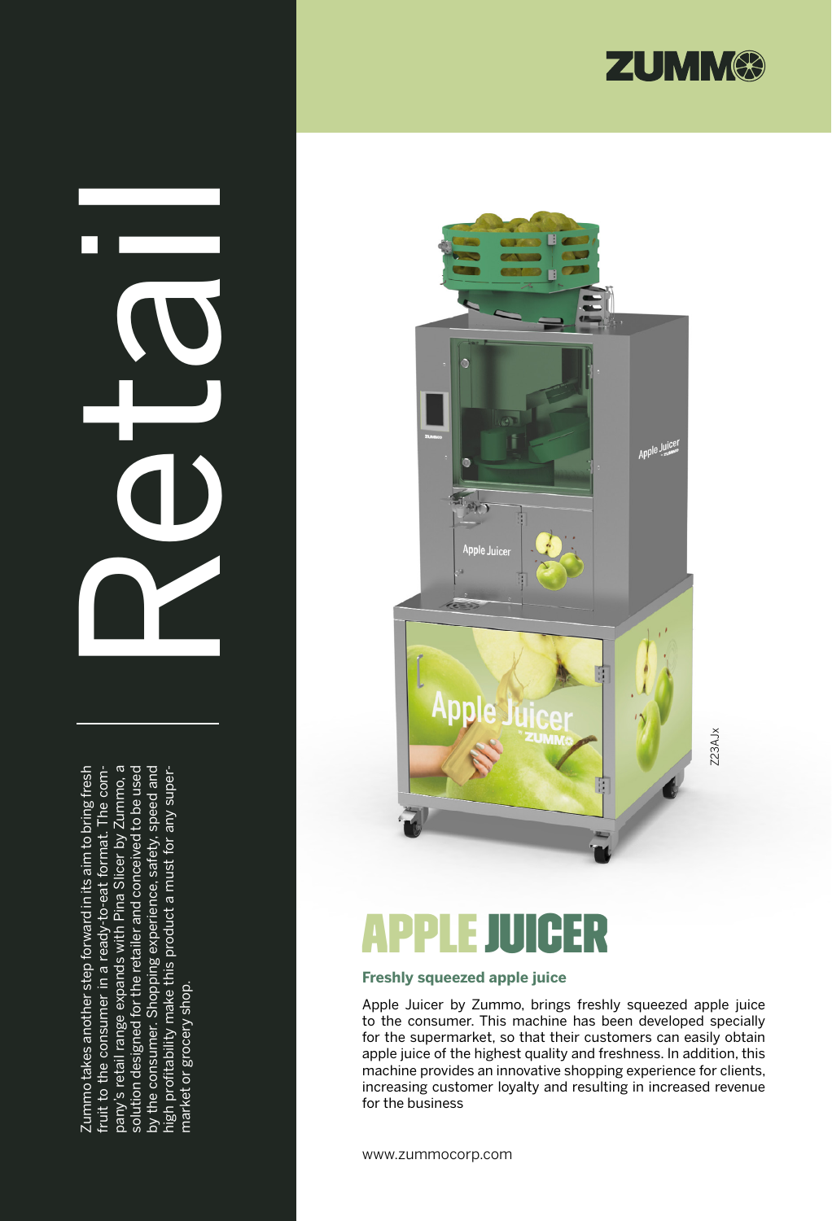# Retail

Zummo takes another step forward in its aim to bring fresh fruit to the consumer in a ready-to-eat format. The company's retail range expands with Pina Slicer by Zummo, a solution designed for the retailer and conceived to be used by the consumer. Shopping experience, safety, speed and high profitability make this product a must for any supermarket or grocery shop.

ZUMMO

Z23AJx

# APPLE JUICER

### Freshly squeezed apple juice

Apple Juicer by Zummo, brings freshly squeezed apple juice to the consumer. This machine has been developed specially for the supermarket, so that their customers can easily obtain apple juice of the highest quality and freshness. In addition, this machine provides an innovative shopping experience for clients, increasing customer loyalty and resulting in increased revenue for the business

www.zummocorp.com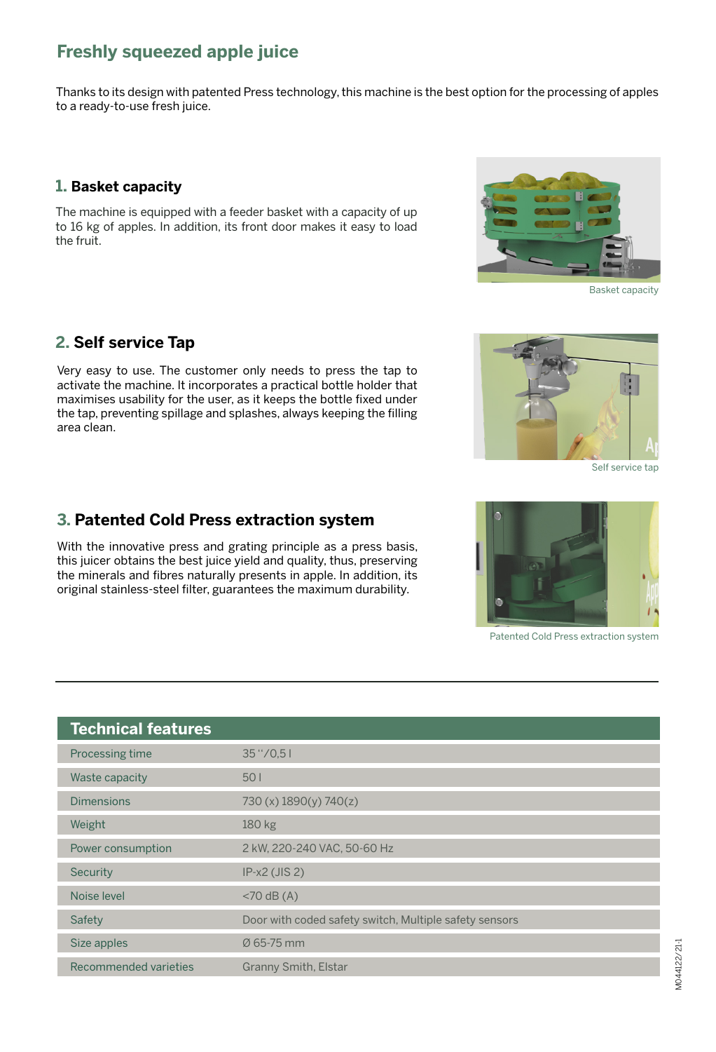## Freshly squeezed apple juice

Thanks to its design with patented Press technology, this machine is the best option for the processing of apples to a ready-to-use fresh juice.

### 1. Basket capacity

The machine is equipped with a feeder basket with a capacity of up to 16 kg of apples. In addition, its front door makes it easy to load the fruit.

Basket capacity

### 2. Self service Tap

Very easy to use. The customer only needs to press the tap to activate the machine. It incorporates a practical bottle holder that maximises usability for the user, as it keeps the bottle fixed under the tap, preventing spillage and splashes, always keeping the filling area clean.

Self service tap

### 3. Patented Cold Press extraction system

With the innovative press and grating principle as a press basis, this juicer obtains the best juice yield and quality, thus, preserving the minerals and fibres naturally presents in apple. In addition, its original stainless-steel filter, guarantees the maximum durability.

Patented Cold Press extraction system

## Technical features

| | |
|---|---|
| Processing time | 35 ''/0,5 l |
| Waste capacity | 50 l |
| Dimensions | 730 (x) 1890(y) 740(z) |
| Weight | 180 kg |
| Power consumption | 2 kW, 220-240 VAC, 50-60 Hz |
| Security | IP-x2 (JIS 2) |
| Noise level | <70 dB (A) |
| Safety | Door with coded safety switch, Multiple safety sensors |
| Size apples | Ø 65-75 mm |
| Recommended varieties | Granny Smith, Elstar |

M044122/21-1